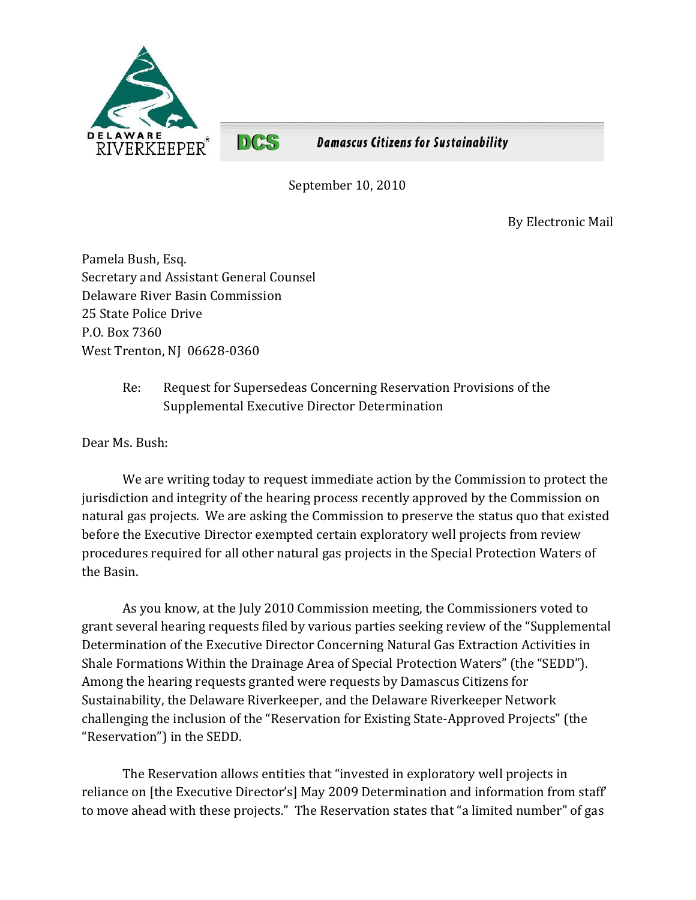DELAWARE RIVERKEEPER®

**DCS** *Damascus Citizens for Sustainability*

September 10, 2010

By Electronic Mail

Pamela Bush, Esq.
Secretary and Assistant General Counsel
Delaware River Basin Commission
25 State Police Drive
P.O. Box 7360
West Trenton, NJ 06628-0360

Re: Request for Supersedeas Concerning Reservation Provisions of the Supplemental Executive Director Determination

Dear Ms. Bush:

We are writing today to request immediate action by the Commission to protect the jurisdiction and integrity of the hearing process recently approved by the Commission on natural gas projects. We are asking the Commission to preserve the status quo that existed before the Executive Director exempted certain exploratory well projects from review procedures required for all other natural gas projects in the Special Protection Waters of the Basin.

As you know, at the July 2010 Commission meeting, the Commissioners voted to grant several hearing requests filed by various parties seeking review of the "Supplemental Determination of the Executive Director Concerning Natural Gas Extraction Activities in Shale Formations Within the Drainage Area of Special Protection Waters" (the "SEDD"). Among the hearing requests granted were requests by Damascus Citizens for Sustainability, the Delaware Riverkeeper, and the Delaware Riverkeeper Network challenging the inclusion of the "Reservation for Existing State-Approved Projects" (the "Reservation") in the SEDD.

The Reservation allows entities that "invested in exploratory well projects in reliance on [the Executive Director's] May 2009 Determination and information from staff" to move ahead with these projects." The Reservation states that "a limited number" of gas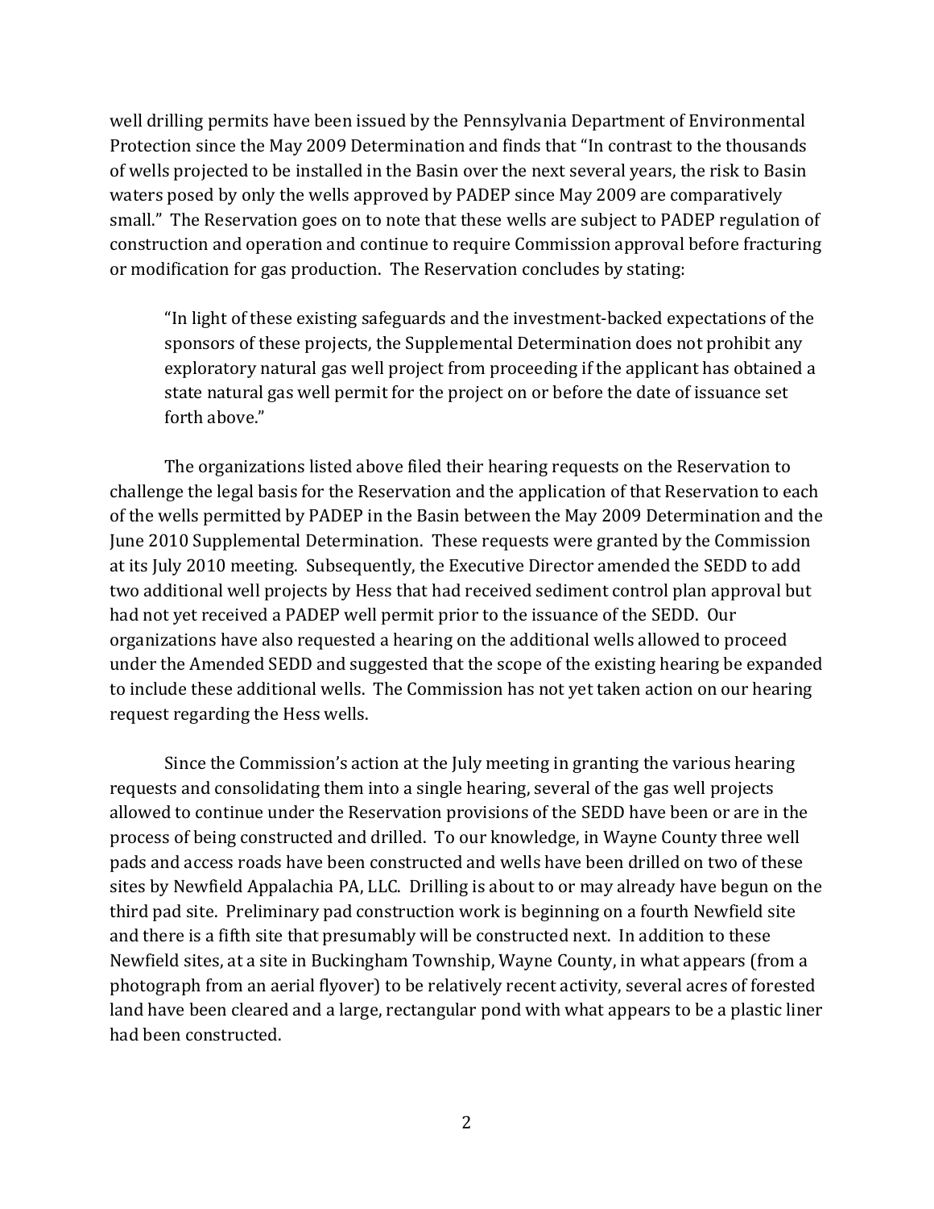well drilling permits have been issued by the Pennsylvania Department of Environmental Protection since the May 2009 Determination and finds that "In contrast to the thousands of wells projected to be installed in the Basin over the next several years, the risk to Basin waters posed by only the wells approved by PADEP since May 2009 are comparatively small." The Reservation goes on to note that these wells are subject to PADEP regulation of construction and operation and continue to require Commission approval before fracturing or modification for gas production. The Reservation concludes by stating:

> "In light of these existing safeguards and the investment-backed expectations of the sponsors of these projects, the Supplemental Determination does not prohibit any exploratory natural gas well project from proceeding if the applicant has obtained a state natural gas well permit for the project on or before the date of issuance set forth above."

The organizations listed above filed their hearing requests on the Reservation to challenge the legal basis for the Reservation and the application of that Reservation to each of the wells permitted by PADEP in the Basin between the May 2009 Determination and the June 2010 Supplemental Determination. These requests were granted by the Commission at its July 2010 meeting. Subsequently, the Executive Director amended the SEDD to add two additional well projects by Hess that had received sediment control plan approval but had not yet received a PADEP well permit prior to the issuance of the SEDD. Our organizations have also requested a hearing on the additional wells allowed to proceed under the Amended SEDD and suggested that the scope of the existing hearing be expanded to include these additional wells. The Commission has not yet taken action on our hearing request regarding the Hess wells.

Since the Commission's action at the July meeting in granting the various hearing requests and consolidating them into a single hearing, several of the gas well projects allowed to continue under the Reservation provisions of the SEDD have been or are in the process of being constructed and drilled. To our knowledge, in Wayne County three well pads and access roads have been constructed and wells have been drilled on two of these sites by Newfield Appalachia PA, LLC. Drilling is about to or may already have begun on the third pad site. Preliminary pad construction work is beginning on a fourth Newfield site and there is a fifth site that presumably will be constructed next. In addition to these Newfield sites, at a site in Buckingham Township, Wayne County, in what appears (from a photograph from an aerial flyover) to be relatively recent activity, several acres of forested land have been cleared and a large, rectangular pond with what appears to be a plastic liner had been constructed.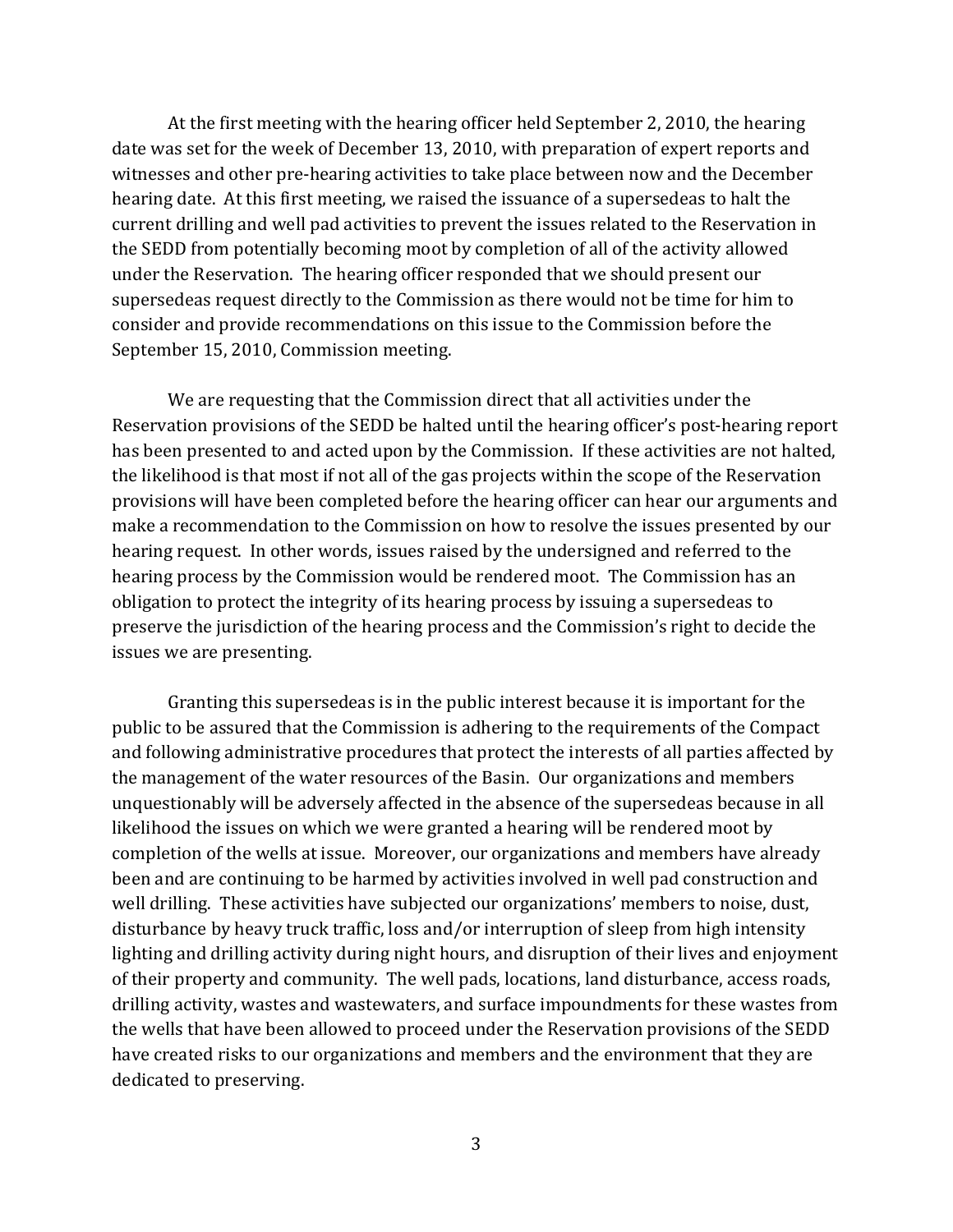At the first meeting with the hearing officer held September 2, 2010, the hearing date was set for the week of December 13, 2010, with preparation of expert reports and witnesses and other pre-hearing activities to take place between now and the December hearing date. At this first meeting, we raised the issuance of a supersedeas to halt the current drilling and well pad activities to prevent the issues related to the Reservation in the SEDD from potentially becoming moot by completion of all of the activity allowed under the Reservation. The hearing officer responded that we should present our supersedeas request directly to the Commission as there would not be time for him to consider and provide recommendations on this issue to the Commission before the September 15, 2010, Commission meeting.

We are requesting that the Commission direct that all activities under the Reservation provisions of the SEDD be halted until the hearing officer's post-hearing report has been presented to and acted upon by the Commission. If these activities are not halted, the likelihood is that most if not all of the gas projects within the scope of the Reservation provisions will have been completed before the hearing officer can hear our arguments and make a recommendation to the Commission on how to resolve the issues presented by our hearing request. In other words, issues raised by the undersigned and referred to the hearing process by the Commission would be rendered moot. The Commission has an obligation to protect the integrity of its hearing process by issuing a supersedeas to preserve the jurisdiction of the hearing process and the Commission's right to decide the issues we are presenting.

Granting this supersedeas is in the public interest because it is important for the public to be assured that the Commission is adhering to the requirements of the Compact and following administrative procedures that protect the interests of all parties affected by the management of the water resources of the Basin. Our organizations and members unquestionably will be adversely affected in the absence of the supersedeas because in all likelihood the issues on which we were granted a hearing will be rendered moot by completion of the wells at issue. Moreover, our organizations and members have already been and are continuing to be harmed by activities involved in well pad construction and well drilling. These activities have subjected our organizations' members to noise, dust, disturbance by heavy truck traffic, loss and/or interruption of sleep from high intensity lighting and drilling activity during night hours, and disruption of their lives and enjoyment of their property and community. The well pads, locations, land disturbance, access roads, drilling activity, wastes and wastewaters, and surface impoundments for these wastes from the wells that have been allowed to proceed under the Reservation provisions of the SEDD have created risks to our organizations and members and the environment that they are dedicated to preserving.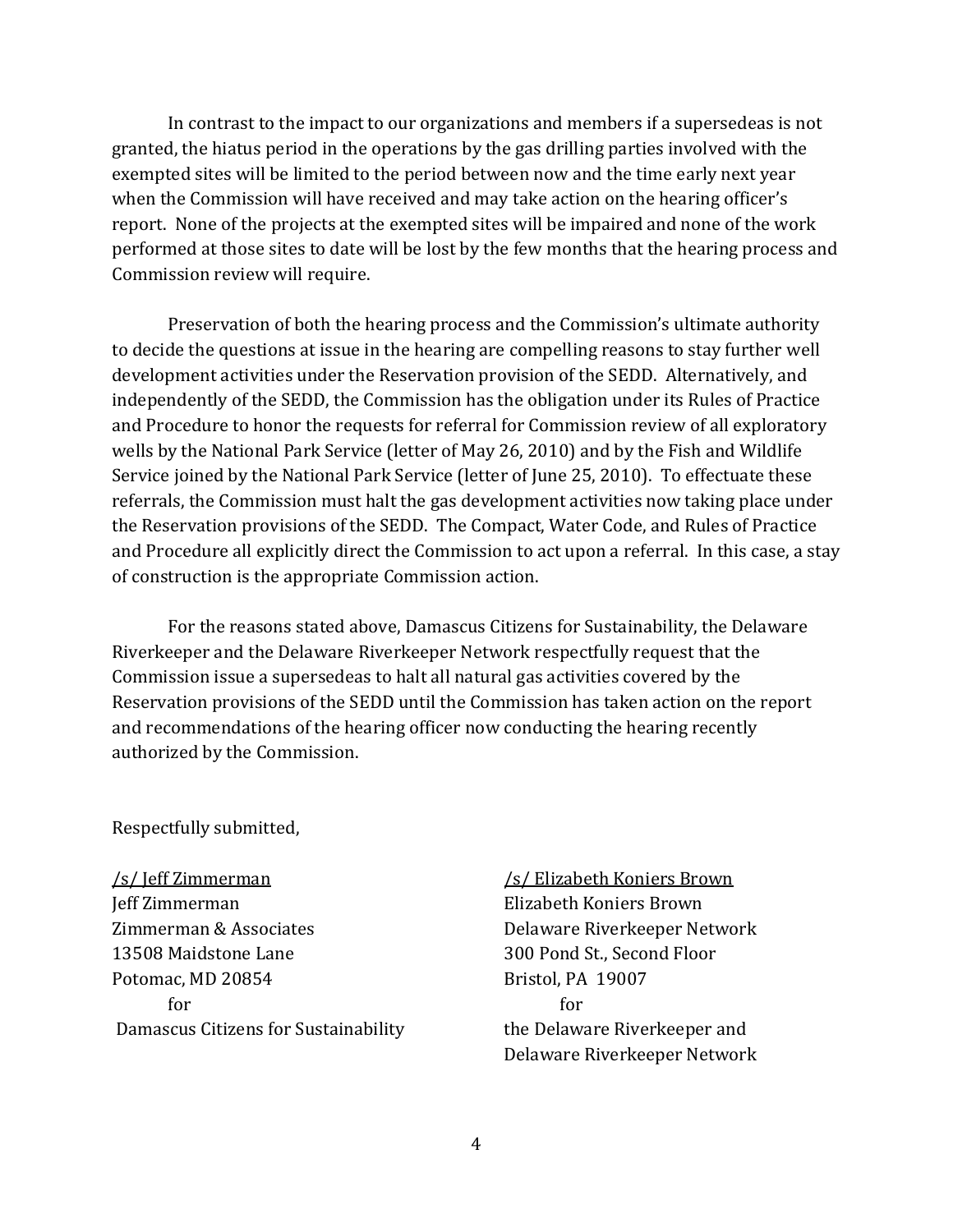In contrast to the impact to our organizations and members if a supersedeas is not granted, the hiatus period in the operations by the gas drilling parties involved with the exempted sites will be limited to the period between now and the time early next year when the Commission will have received and may take action on the hearing officer's report. None of the projects at the exempted sites will be impaired and none of the work performed at those sites to date will be lost by the few months that the hearing process and Commission review will require.

Preservation of both the hearing process and the Commission's ultimate authority to decide the questions at issue in the hearing are compelling reasons to stay further well development activities under the Reservation provision of the SEDD. Alternatively, and independently of the SEDD, the Commission has the obligation under its Rules of Practice and Procedure to honor the requests for referral for Commission review of all exploratory wells by the National Park Service (letter of May 26, 2010) and by the Fish and Wildlife Service joined by the National Park Service (letter of June 25, 2010). To effectuate these referrals, the Commission must halt the gas development activities now taking place under the Reservation provisions of the SEDD. The Compact, Water Code, and Rules of Practice and Procedure all explicitly direct the Commission to act upon a referral. In this case, a stay of construction is the appropriate Commission action.

For the reasons stated above, Damascus Citizens for Sustainability, the Delaware Riverkeeper and the Delaware Riverkeeper Network respectfully request that the Commission issue a supersedeas to halt all natural gas activities covered by the Reservation provisions of the SEDD until the Commission has taken action on the report and recommendations of the hearing officer now conducting the hearing recently authorized by the Commission.

Respectfully submitted,

/s/ Jeff Zimmerman
Jeff Zimmerman
Zimmerman & Associates
13508 Maidstone Lane
Potomac, MD 20854
for
Damascus Citizens for Sustainability

/s/ Elizabeth Koniers Brown
Elizabeth Koniers Brown
Delaware Riverkeeper Network
300 Pond St., Second Floor
Bristol, PA 19007
for
the Delaware Riverkeeper and
Delaware Riverkeeper Network